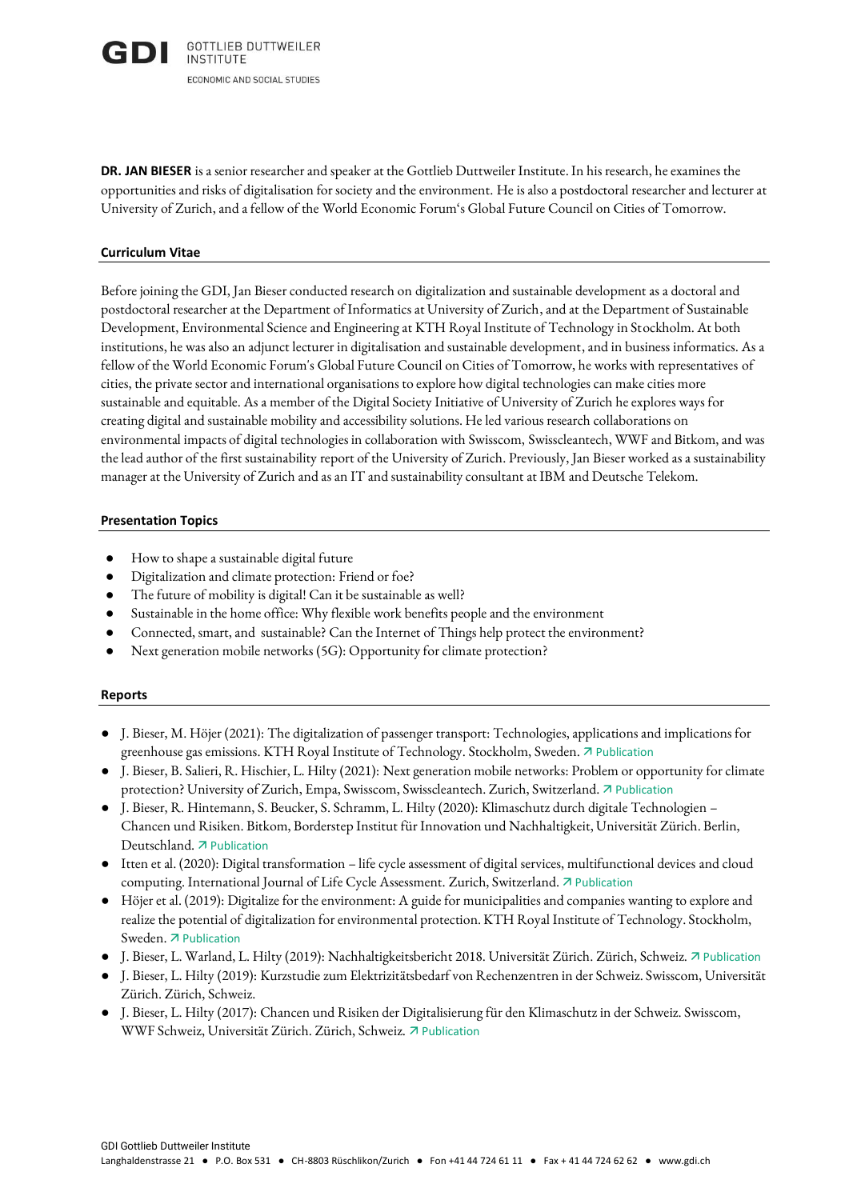**DR. JAN BIESER** is a senior researcher and speaker at the Gottlieb Duttweiler Institute. In his research, he examines the opportunities and risks of digitalisation for society and the environment. He is also a postdoctoral researcher and lecturer at University of Zurich, and a fellow of the World Economic Forum's Global Future Council on Cities of Tomorrow.

## Curriculum Vitae

Before joining the GDI, Jan Bieser conducted research on digitalization and sustainable development as a doctoral and postdoctoral researcher at the Department of Informatics at University of Zurich, and at the Department of Sustainable Development, Environmental Science and Engineering at KTH Royal Institute of Technology in Stockholm. At both institutions, he was also an adjunct lecturer in digitalisation and sustainable development, and in business informatics. As a fellow of the World Economic Forum's Global Future Council on Cities of Tomorrow, he works with representatives of cities, the private sector and international organisations to explore how digital technologies can make cities more sustainable and equitable. As a member of the Digital Society Initiative of University of Zurich he explores ways for creating digital and sustainable mobility and accessibility solutions. He led various research collaborations on environmental impacts of digital technologies in collaboration with Swisscom, Swisscleantech, WWF and Bitkom, and was the lead author of the first sustainability report of the University of Zurich. Previously, Jan Bieser worked as a sustainability manager at the University of Zurich and as an IT and sustainability consultant at IBM and Deutsche Telekom.

## Presentation Topics

- How to shape a sustainable digital future
- Digitalization and climate protection: Friend or foe?
- The future of mobility is digital! Can it be sustainable as well?
- Sustainable in the home office: Why flexible work benefits people and the environment
- Connected, smart, and sustainable? Can the Internet of Things help protect the environment?
- Next generation mobile networks (5G): Opportunity for climate protection?

## Reports

- J. Bieser, M. Höjer (2021): The digitalization of passenger transport: Technologies, applications and implications for greenhouse gas emissions. KTH Royal Institute of Technology. Stockholm, Sweden. ↗ Publication
- J. Bieser, B. Salieri, R. Hischier, L. Hilty (2021): Next generation mobile networks: Problem or opportunity for climate protection? University of Zurich, Empa, Swisscom, Swisscleantech. Zurich, Switzerland. ↗ Publication
- J. Bieser, R. Hintemann, S. Beucker, S. Schramm, L. Hilty (2020): Klimaschutz durch digitale Technologien – Chancen und Risiken. Bitkom, Borderstep Institut für Innovation und Nachhaltigkeit, Universität Zürich. Berlin, Deutschland. ↗ Publication
- Itten et al. (2020): Digital transformation – life cycle assessment of digital services, multifunctional devices and cloud computing. International Journal of Life Cycle Assessment. Zurich, Switzerland. ↗ Publication
- Höjer et al. (2019): Digitalize for the environment: A guide for municipalities and companies wanting to explore and realize the potential of digitalization for environmental protection. KTH Royal Institute of Technology. Stockholm, Sweden. ↗ Publication
- J. Bieser, L. Warland, L. Hilty (2019): Nachhaltigkeitsbericht 2018. Universität Zürich. Zürich, Schweiz. ↗ Publication
- J. Bieser, L. Hilty (2019): Kurzstudie zum Elektrizitätsbedarf von Rechenzentren in der Schweiz. Swisscom, Universität Zürich. Zürich, Schweiz.
- J. Bieser, L. Hilty (2017): Chancen und Risiken der Digitalisierung für den Klimaschutz in der Schweiz. Swisscom, WWF Schweiz, Universität Zürich. Zürich, Schweiz. ↗ Publication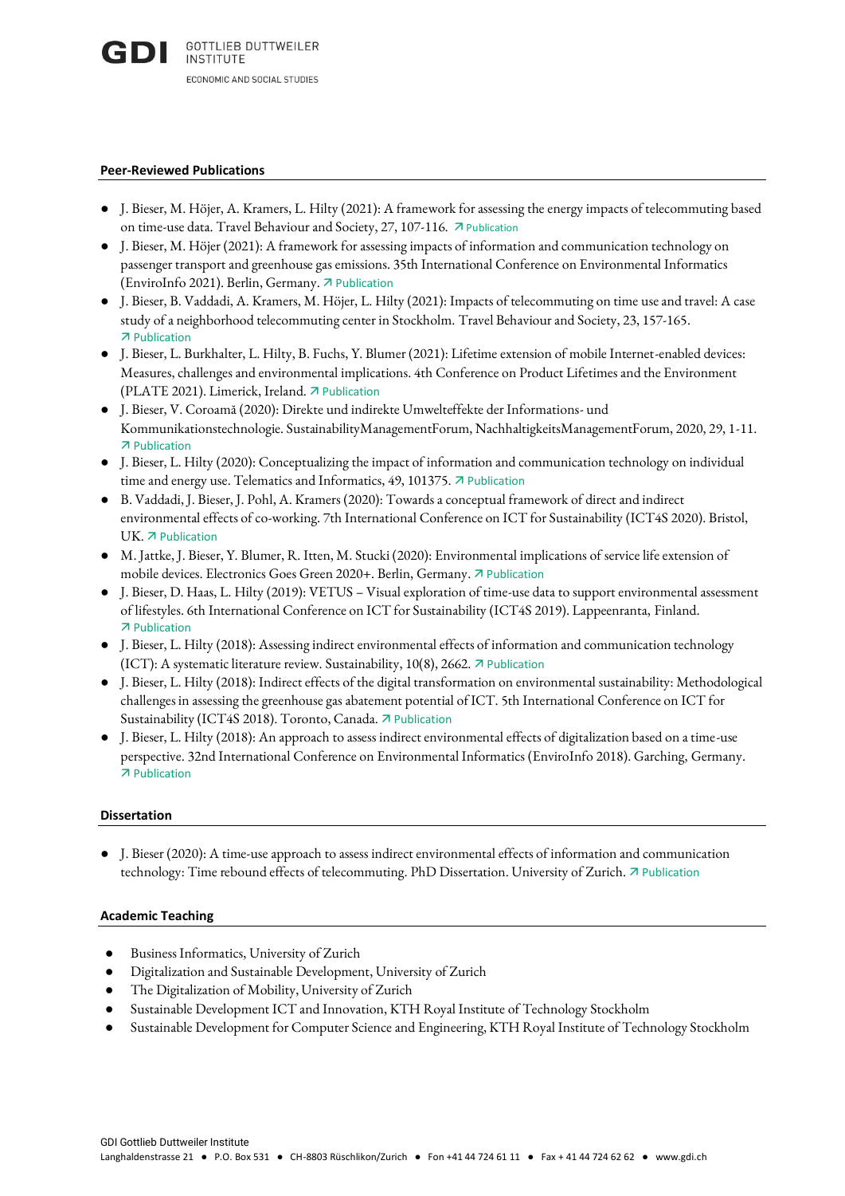## Peer-Reviewed Publications

- J. Bieser, M. Höjer, A. Kramers, L. Hilty (2021): A framework for assessing the energy impacts of telecommuting based on time-use data. Travel Behaviour and Society, 27, 107-116. ↗ Publication
- J. Bieser, M. Höjer (2021): A framework for assessing impacts of information and communication technology on passenger transport and greenhouse gas emissions. 35th International Conference on Environmental Informatics (EnviroInfo 2021). Berlin, Germany. ↗ Publication
- J. Bieser, B. Vaddadi, A. Kramers, M. Höjer, L. Hilty (2021): Impacts of telecommuting on time use and travel: A case study of a neighborhood telecommuting center in Stockholm. Travel Behaviour and Society, 23, 157-165. ↗ Publication
- J. Bieser, L. Burkhalter, L. Hilty, B. Fuchs, Y. Blumer (2021): Lifetime extension of mobile Internet-enabled devices: Measures, challenges and environmental implications. 4th Conference on Product Lifetimes and the Environment (PLATE 2021). Limerick, Ireland. ↗ Publication
- J. Bieser, V. Coroamă (2020): Direkte und indirekte Umwelteffekte der Informations- und Kommunikationstechnologie. SustainabilityManagementForum, NachhaltigkeitsManagementForum, 2020, 29, 1-11. ↗ Publication
- J. Bieser, L. Hilty (2020): Conceptualizing the impact of information and communication technology on individual time and energy use. Telematics and Informatics, 49, 101375. ↗ Publication
- B. Vaddadi, J. Bieser, J. Pohl, A. Kramers (2020): Towards a conceptual framework of direct and indirect environmental effects of co-working. 7th International Conference on ICT for Sustainability (ICT4S 2020). Bristol, UK. ↗ Publication
- M. Jattke, J. Bieser, Y. Blumer, R. Itten, M. Stucki (2020): Environmental implications of service life extension of mobile devices. Electronics Goes Green 2020+. Berlin, Germany. ↗ Publication
- J. Bieser, D. Haas, L. Hilty (2019): VETUS – Visual exploration of time-use data to support environmental assessment of lifestyles. 6th International Conference on ICT for Sustainability (ICT4S 2019). Lappeenranta, Finland. ↗ Publication
- J. Bieser, L. Hilty (2018): Assessing indirect environmental effects of information and communication technology (ICT): A systematic literature review. Sustainability, 10(8), 2662. ↗ Publication
- J. Bieser, L. Hilty (2018): Indirect effects of the digital transformation on environmental sustainability: Methodological challenges in assessing the greenhouse gas abatement potential of ICT. 5th International Conference on ICT for Sustainability (ICT4S 2018). Toronto, Canada. ↗ Publication
- J. Bieser, L. Hilty (2018): An approach to assess indirect environmental effects of digitalization based on a time-use perspective. 32nd International Conference on Environmental Informatics (EnviroInfo 2018). Garching, Germany. ↗ Publication

## Dissertation

- J. Bieser (2020): A time-use approach to assess indirect environmental effects of information and communication technology: Time rebound effects of telecommuting. PhD Dissertation. University of Zurich. ↗ Publication

## Academic Teaching

- Business Informatics, University of Zurich
- Digitalization and Sustainable Development, University of Zurich
- The Digitalization of Mobility, University of Zurich
- Sustainable Development ICT and Innovation, KTH Royal Institute of Technology Stockholm
- Sustainable Development for Computer Science and Engineering, KTH Royal Institute of Technology Stockholm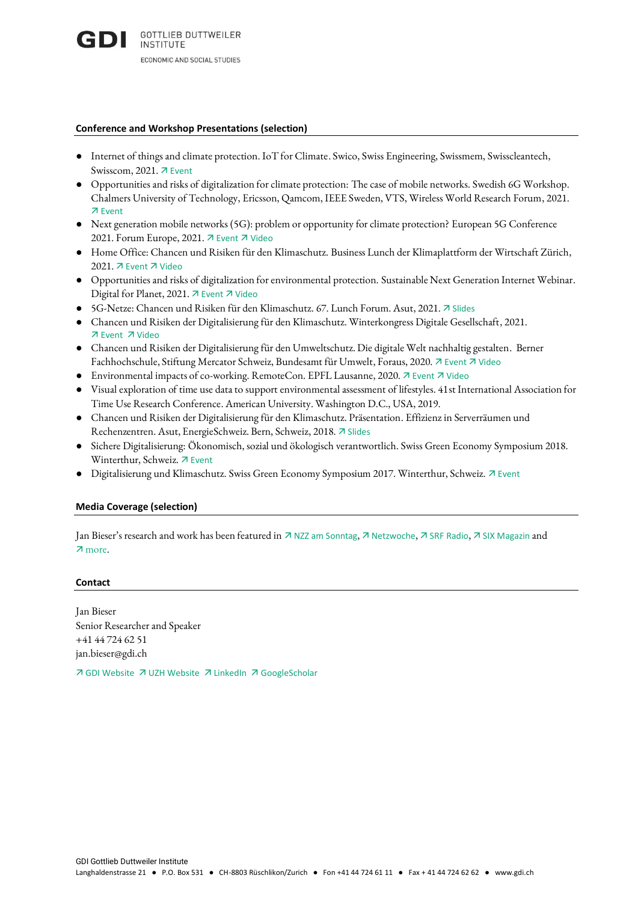### Conference and Workshop Presentations (selection)

- Internet of things and climate protection. IoT for Climate. Swico, Swiss Engineering, Swissmem, Swisscleantech, Swisscom, 2021. ↗ Event
- Opportunities and risks of digitalization for climate protection: The case of mobile networks. Swedish 6G Workshop. Chalmers University of Technology, Ericsson, Qamcom, IEEE Sweden, VTS, Wireless World Research Forum, 2021. ↗ Event
- Next generation mobile networks (5G): problem or opportunity for climate protection? European 5G Conference 2021. Forum Europe, 2021. ↗ Event ↗ Video
- Home Office: Chancen und Risiken für den Klimaschutz. Business Lunch der Klimaplattform der Wirtschaft Zürich, 2021. ↗ Event ↗ Video
- Opportunities and risks of digitalization for environmental protection. Sustainable Next Generation Internet Webinar. Digital for Planet, 2021. ↗ Event ↗ Video
- 5G-Netze: Chancen und Risiken für den Klimaschutz. 67. Lunch Forum. Asut, 2021. ↗ Slides
- Chancen und Risiken der Digitalisierung für den Klimaschutz. Winterkongress Digitale Gesellschaft, 2021. ↗ Event ↗ Video
- Chancen und Risiken der Digitalisierung für den Umweltschutz. Die digitale Welt nachhaltig gestalten. Berner Fachhochschule, Stiftung Mercator Schweiz, Bundesamt für Umwelt, Foraus, 2020. ↗ Event ↗ Video
- Environmental impacts of co-working. RemoteCon. EPFL Lausanne, 2020. ↗ Event ↗ Video
- Visual exploration of time use data to support environmental assessment of lifestyles. 41st International Association for Time Use Research Conference. American University. Washington D.C., USA, 2019.
- Chancen und Risiken der Digitalisierung für den Klimaschutz. Präsentation. Effizienz in Serverräumen und Rechenzentren. Asut, EnergieSchweiz. Bern, Schweiz, 2018. ↗ Slides
- Sichere Digitalisierung: Ökonomisch, sozial und ökologisch verantwortlich. Swiss Green Economy Symposium 2018. Winterthur, Schweiz. ↗ Event
- Digitalisierung und Klimaschutz. Swiss Green Economy Symposium 2017. Winterthur, Schweiz. ↗ Event

### Media Coverage (selection)

Jan Bieser's research and work has been featured in ↗ NZZ am Sonntag, ↗ Netzwoche, ↗ SRF Radio, ↗ SIX Magazin and ↗ more.

### Contact

Jan Bieser
Senior Researcher and Speaker
+41 44 724 62 51
jan.bieser@gdi.ch

↗ GDI Website ↗ UZH Website ↗ LinkedIn ↗ GoogleScholar